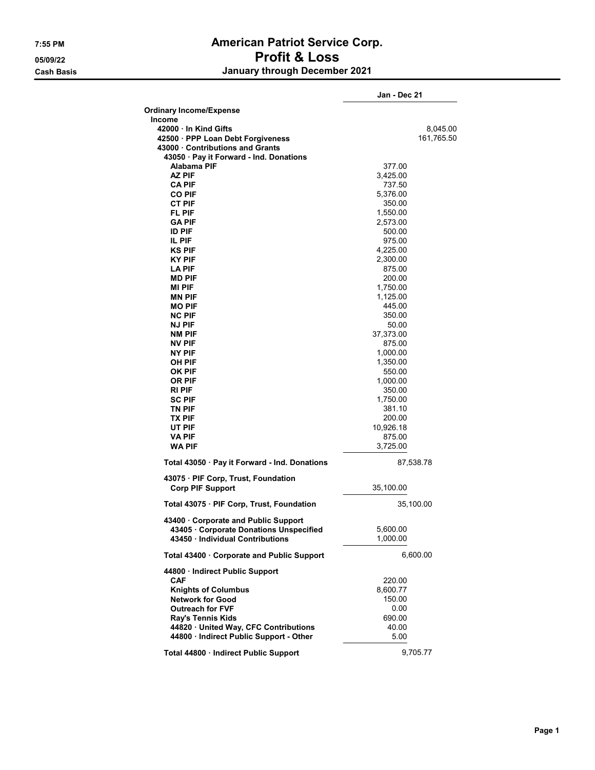# American Patriot Service Corp.
## Profit & Loss
### January through December 2021

Cash Basis

| | | Jan - Dec 21 |
|---|---|---|
| **Ordinary Income/Expense** | | |
| **Income** | | |
| **42000 · In Kind Gifts** | | 8,045.00 |
| **42500 · PPP Loan Debt Forgiveness** | | 161,765.50 |
| **43000 · Contributions and Grants** | | |
| **43050 · Pay it Forward - Ind. Donations** | | |
| **Alabama PIF** | 377.00 | |
| **AZ PIF** | 3,425.00 | |
| **CA PIF** | 737.50 | |
| **CO PIF** | 5,376.00 | |
| **CT PIF** | 350.00 | |
| **FL PIF** | 1,550.00 | |
| **GA PIF** | 2,573.00 | |
| **ID PIF** | 500.00 | |
| **IL PIF** | 975.00 | |
| **KS PIF** | 4,225.00 | |
| **KY PIF** | 2,300.00 | |
| **LA PIF** | 875.00 | |
| **MD PIF** | 200.00 | |
| **MI PIF** | 1,750.00 | |
| **MN PIF** | 1,125.00 | |
| **MO PIF** | 445.00 | |
| **NC PIF** | 350.00 | |
| **NJ PIF** | 50.00 | |
| **NM PIF** | 37,373.00 | |
| **NV PIF** | 875.00 | |
| **NY PIF** | 1,000.00 | |
| **OH PIF** | 1,350.00 | |
| **OK PIF** | 550.00 | |
| **OR PIF** | 1,000.00 | |
| **RI PIF** | 350.00 | |
| **SC PIF** | 1,750.00 | |
| **TN PIF** | 381.10 | |
| **TX PIF** | 200.00 | |
| **UT PIF** | 10,926.18 | |
| **VA PIF** | 875.00 | |
| **WA PIF** | 3,725.00 | |
| **Total 43050 · Pay it Forward - Ind. Donations** | 87,538.78 | |
| **43075 · PIF Corp, Trust, Foundation** | | |
| **Corp PIF Support** | 35,100.00 | |
| **Total 43075 · PIF Corp, Trust, Foundation** | 35,100.00 | |
| **43400 · Corporate and Public Support** | | |
| **43405 · Corporate Donations Unspecified** | 5,600.00 | |
| **43450 · Individual Contributions** | 1,000.00 | |
| **Total 43400 · Corporate and Public Support** | 6,600.00 | |
| **44800 · Indirect Public Support** | | |
| **CAF** | 220.00 | |
| **Knights of Columbus** | 8,600.77 | |
| **Network for Good** | 150.00 | |
| **Outreach for FVF** | 0.00 | |
| **Ray's Tennis Kids** | 690.00 | |
| **44820 · United Way, CFC Contributions** | 40.00 | |
| **44800 · Indirect Public Support - Other** | 5.00 | |
| **Total 44800 · Indirect Public Support** | 9,705.77 | |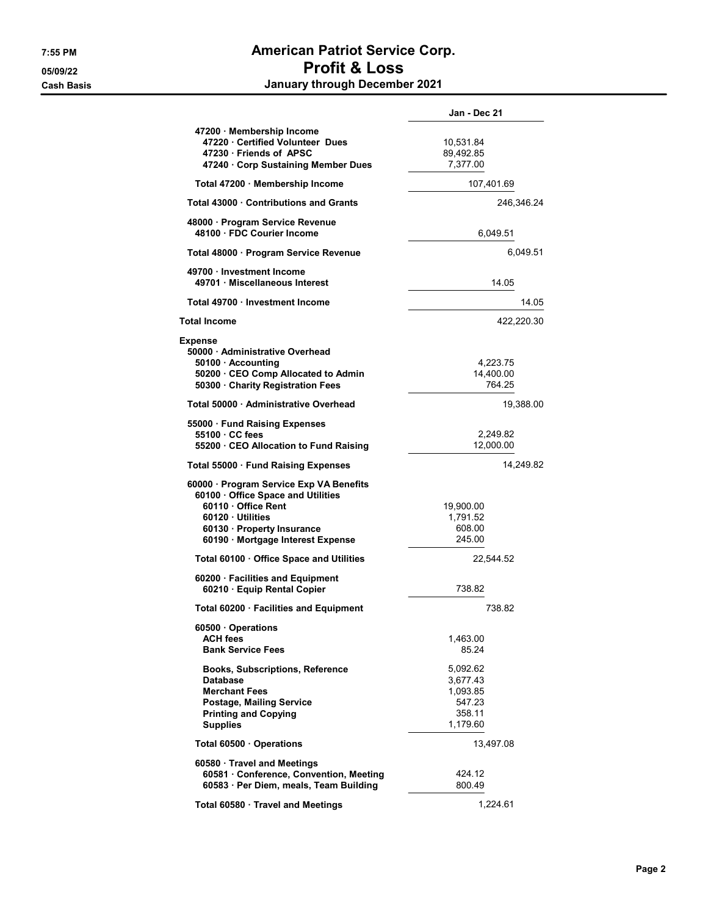# American Patriot Service Corp.
## Profit & Loss
### January through December 2021

Cash Basis

| | Jan - Dec 21 | |
|---|---|---|
| 47200 · Membership Income | | |
| 47220 · Certified Volunteer Dues | 10,531.84 | |
| 47230 · Friends of APSC | 89,492.85 | |
| 47240 · Corp Sustaining Member Dues | 7,377.00 | |
| Total 47200 · Membership Income | 107,401.69 | |
| Total 43000 · Contributions and Grants | | 246,346.24 |
| 48000 · Program Service Revenue | | |
| 48100 · FDC Courier Income | 6,049.51 | |
| Total 48000 · Program Service Revenue | | 6,049.51 |
| 49700 · Investment Income | | |
| 49701 · Miscellaneous Interest | 14.05 | |
| Total 49700 · Investment Income | | 14.05 |
| **Total Income** | | 422,220.30 |
| **Expense** | | |
| 50000 · Administrative Overhead | | |
| 50100 · Accounting | 4,223.75 | |
| 50200 · CEO Comp Allocated to Admin | 14,400.00 | |
| 50300 · Charity Registration Fees | 764.25 | |
| Total 50000 · Administrative Overhead | | 19,388.00 |
| 55000 · Fund Raising Expenses | | |
| 55100 · CC fees | 2,249.82 | |
| 55200 · CEO Allocation to Fund Raising | 12,000.00 | |
| Total 55000 · Fund Raising Expenses | | 14,249.82 |
| 60000 · Program Service Exp VA Benefits | | |
| 60100 · Office Space and Utilities | | |
| 60110 · Office Rent | 19,900.00 | |
| 60120 · Utilities | 1,791.52 | |
| 60130 · Property Insurance | 608.00 | |
| 60190 · Mortgage Interest Expense | 245.00 | |
| Total 60100 · Office Space and Utilities | 22,544.52 | |
| 60200 · Facilities and Equipment | | |
| 60210 · Equip Rental Copier | 738.82 | |
| Total 60200 · Facilities and Equipment | 738.82 | |
| 60500 · Operations | | |
| ACH fees | 1,463.00 | |
| Bank Service Fees | 85.24 | |
| Books, Subscriptions, Reference | 5,092.62 | |
| Database | 3,677.43 | |
| Merchant Fees | 1,093.85 | |
| Postage, Mailing Service | 547.23 | |
| Printing and Copying | 358.11 | |
| Supplies | 1,179.60 | |
| Total 60500 · Operations | 13,497.08 | |
| 60580 · Travel and Meetings | | |
| 60581 · Conference, Convention, Meeting | 424.12 | |
| 60583 · Per Diem, meals, Team Building | 800.49 | |
| Total 60580 · Travel and Meetings | 1,224.61 | |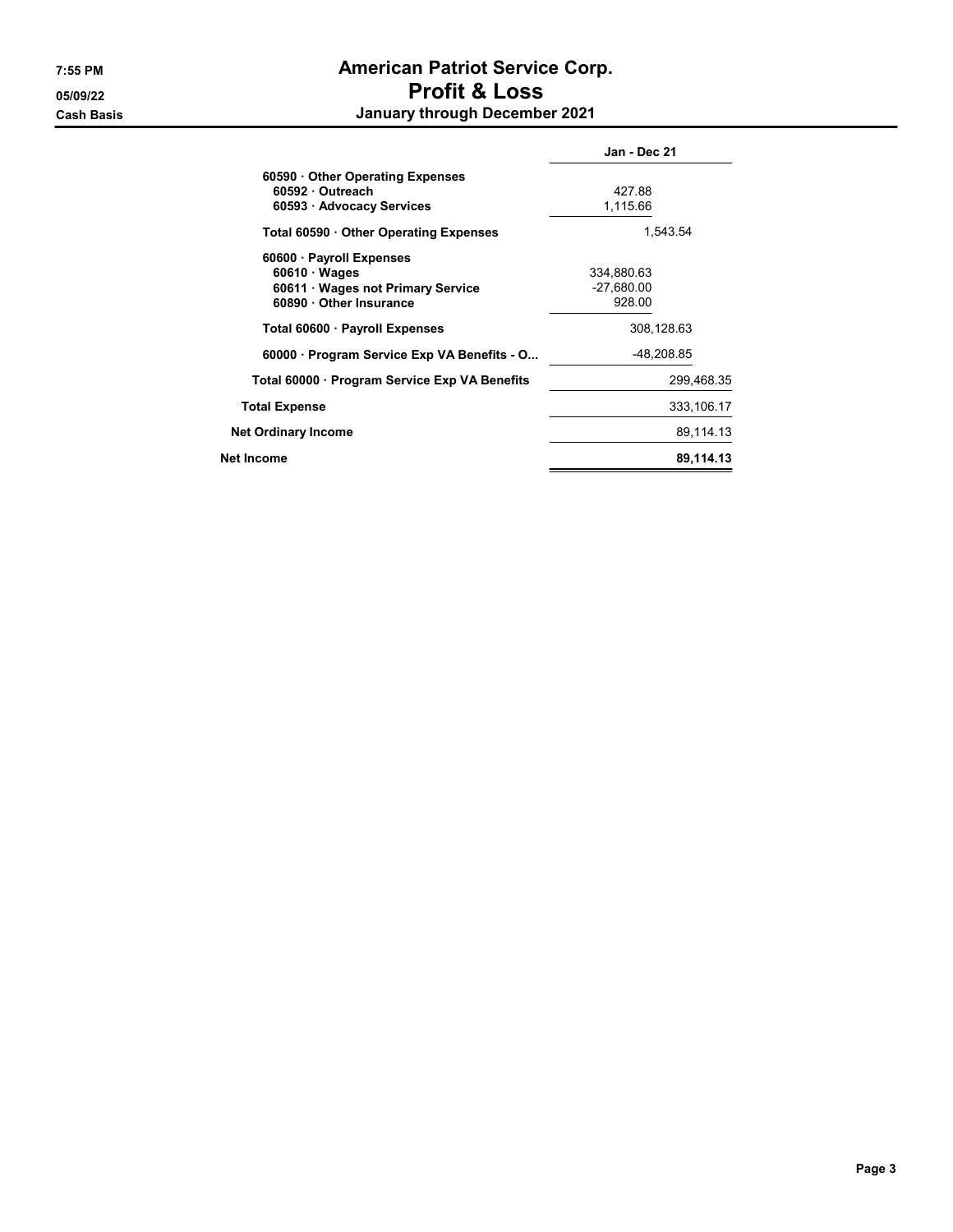# American Patriot Service Corp.
## Profit & Loss
### January through December 2021

7:55 PM
05/09/22
Cash Basis

| | Jan - Dec 21 |
|---|---|
| 60590 · Other Operating Expenses | |
| 60592 · Outreach | 427.88 |
| 60593 · Advocacy Services | 1,115.66 |
| Total 60590 · Other Operating Expenses | 1,543.54 |
| 60600 · Payroll Expenses | |
| 60610 · Wages | 334,880.63 |
| 60611 · Wages not Primary Service | -27,680.00 |
| 60890 · Other Insurance | 928.00 |
| Total 60600 · Payroll Expenses | 308,128.63 |
| 60000 · Program Service Exp VA Benefits - O... | -48,208.85 |
| Total 60000 · Program Service Exp VA Benefits | 299,468.35 |
| Total Expense | 333,106.17 |
| Net Ordinary Income | 89,114.13 |
| **Net Income** | **89,114.13** |